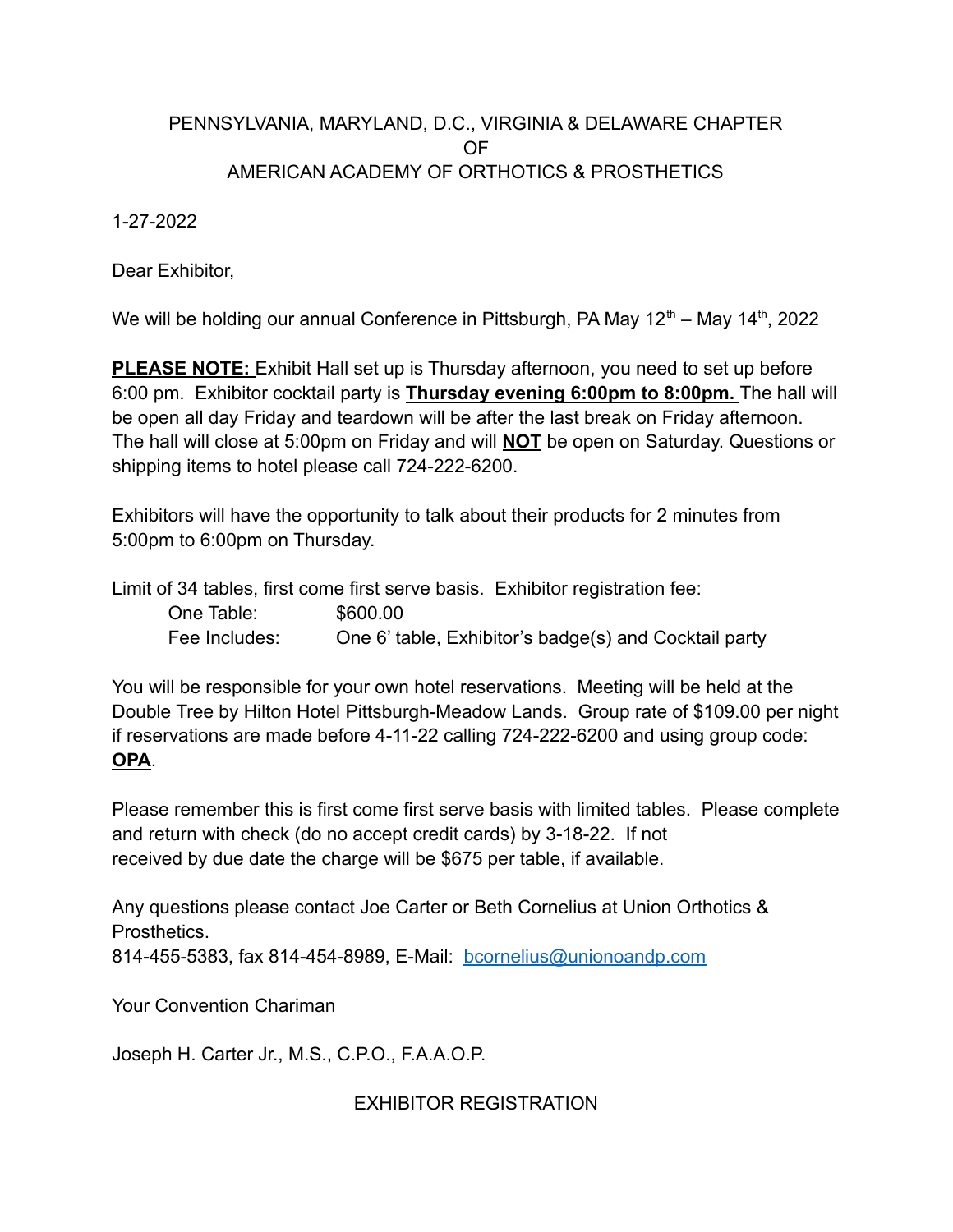PENNSYLVANIA, MARYLAND, D.C., VIRGINIA & DELAWARE CHAPTER
OF
AMERICAN ACADEMY OF ORTHOTICS & PROSTHETICS

1-27-2022

Dear Exhibitor,

We will be holding our annual Conference in Pittsburgh, PA May 12th – May 14th, 2022

**PLEASE NOTE:** Exhibit Hall set up is Thursday afternoon, you need to set up before 6:00 pm. Exhibitor cocktail party is **Thursday evening 6:00pm to 8:00pm.** The hall will be open all day Friday and teardown will be after the last break on Friday afternoon. The hall will close at 5:00pm on Friday and will **NOT** be open on Saturday. Questions or shipping items to hotel please call 724-222-6200.

Exhibitors will have the opportunity to talk about their products for 2 minutes from 5:00pm to 6:00pm on Thursday.

Limit of 34 tables, first come first serve basis. Exhibitor registration fee:

| | |
|---|---|
| One Table: | $600.00 |
| Fee Includes: | One 6' table, Exhibitor's badge(s) and Cocktail party |

You will be responsible for your own hotel reservations. Meeting will be held at the Double Tree by Hilton Hotel Pittsburgh-Meadow Lands. Group rate of $109.00 per night if reservations are made before 4-11-22 calling 724-222-6200 and using group code: **OPA**.

Please remember this is first come first serve basis with limited tables. Please complete and return with check (do no accept credit cards) by 3-18-22. If not received by due date the charge will be $675 per table, if available.

Any questions please contact Joe Carter or Beth Cornelius at Union Orthotics & Prosthetics.
814-455-5383, fax 814-454-8989, E-Mail: bcornelius@unionoandp.com

Your Convention Chariman

Joseph H. Carter Jr., M.S., C.P.O., F.A.A.O.P.

EXHIBITOR REGISTRATION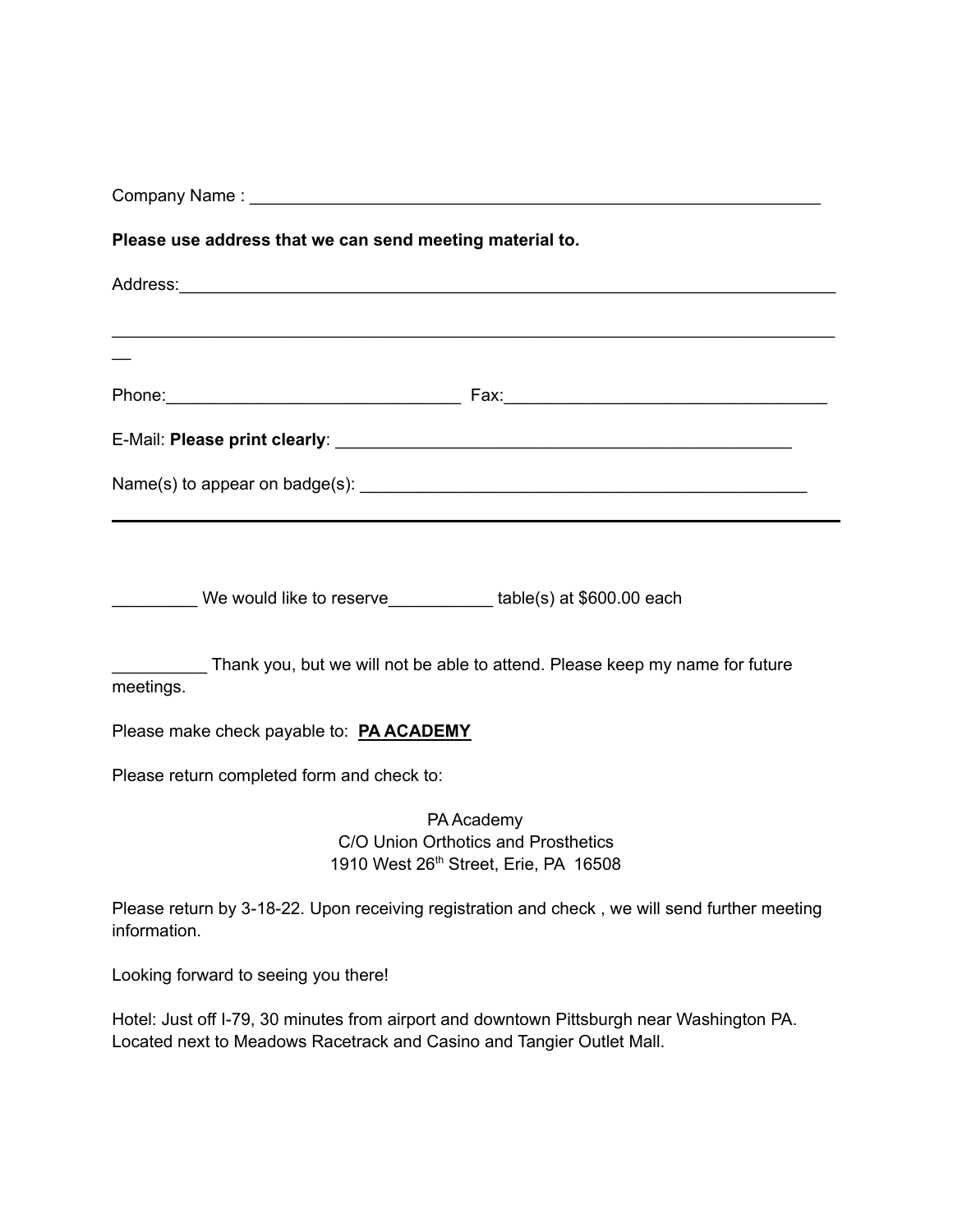Company Name : ______________________________________________________________

**Please use address that we can send meeting material to.**

Address:_______________________________________________________________________

_______________________________________________________________________________
__

Phone:_______________________________ Fax:__________________________________

E-Mail: **Please print clearly**: ______________________________________________

Name(s) to appear on badge(s): ________________________________________________

---

_________ We would like to reserve___________ table(s) at $600.00 each

__________ Thank you, but we will not be able to attend. Please keep my name for future meetings.

Please make check payable to: **PA ACADEMY**

Please return completed form and check to:

PA Academy
C/O Union Orthotics and Prosthetics
1910 West 26th Street, Erie, PA 16508

Please return by 3-18-22. Upon receiving registration and check , we will send further meeting information.

Looking forward to seeing you there!

Hotel: Just off I-79, 30 minutes from airport and downtown Pittsburgh near Washington PA. Located next to Meadows Racetrack and Casino and Tangier Outlet Mall.